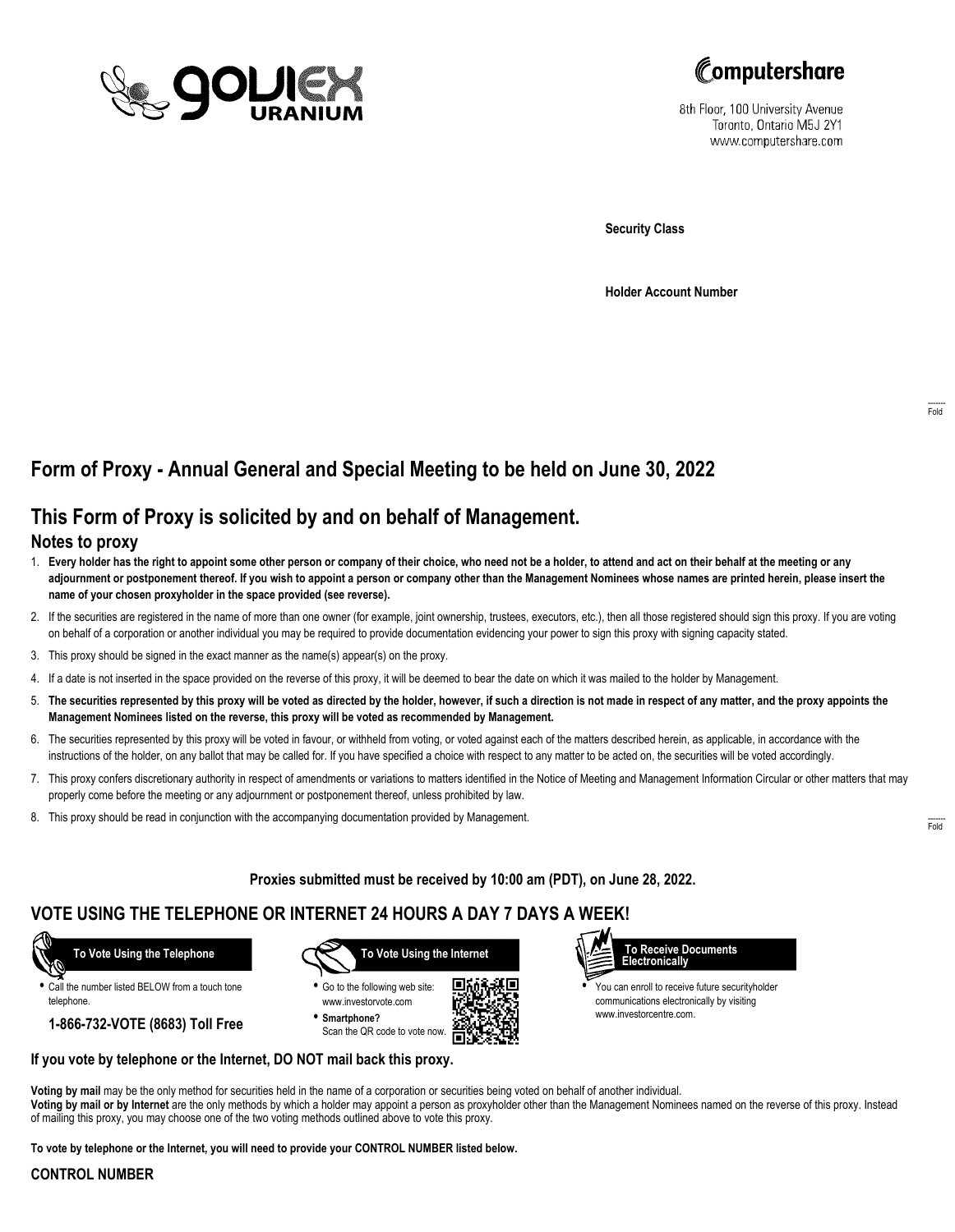GoviEx URANIUM

Computershare

8th Floor, 100 University Avenue
Toronto, Ontario M5J 2Y1
www.computershare.com

**Security Class**

**Holder Account Number**

Fold

# Form of Proxy - Annual General and Special Meeting to be held on June 30, 2022

## This Form of Proxy is solicited by and on behalf of Management.

### Notes to proxy

1. **Every holder has the right to appoint some other person or company of their choice, who need not be a holder, to attend and act on their behalf at the meeting or any adjournment or postponement thereof. If you wish to appoint a person or company other than the Management Nominees whose names are printed herein, please insert the name of your chosen proxyholder in the space provided (see reverse).**
2. If the securities are registered in the name of more than one owner (for example, joint ownership, trustees, executors, etc.), then all those registered should sign this proxy. If you are voting on behalf of a corporation or another individual you may be required to provide documentation evidencing your power to sign this proxy with signing capacity stated.
3. This proxy should be signed in the exact manner as the name(s) appear(s) on the proxy.
4. If a date is not inserted in the space provided on the reverse of this proxy, it will be deemed to bear the date on which it was mailed to the holder by Management.
5. **The securities represented by this proxy will be voted as directed by the holder, however, if such a direction is not made in respect of any matter, and the proxy appoints the Management Nominees listed on the reverse, this proxy will be voted as recommended by Management.**
6. The securities represented by this proxy will be voted in favour, or withheld from voting, or voted against each of the matters described herein, as applicable, in accordance with the instructions of the holder, on any ballot that may be called for. If you have specified a choice with respect to any matter to be acted on, the securities will be voted accordingly.
7. This proxy confers discretionary authority in respect of amendments or variations to matters identified in the Notice of Meeting and Management Information Circular or other matters that may properly come before the meeting or any adjournment or postponement thereof, unless prohibited by law.
8. This proxy should be read in conjunction with the accompanying documentation provided by Management.

Fold

**Proxies submitted must be received by 10:00 am (PDT), on June 28, 2022.**

## VOTE USING THE TELEPHONE OR INTERNET 24 HOURS A DAY 7 DAYS A WEEK!

**To Vote Using the Telephone**

- Call the number listed BELOW from a touch tone telephone.

**1-866-732-VOTE (8683) Toll Free**

**To Vote Using the Internet**

- Go to the following web site: www.investorvote.com
- **Smartphone?** Scan the QR code to vote now.

**To Receive Documents Electronically**

- You can enroll to receive future securityholder communications electronically by visiting www.investorcentre.com.

**If you vote by telephone or the Internet, DO NOT mail back this proxy.**

**Voting by mail** may be the only method for securities held in the name of a corporation or securities being voted on behalf of another individual.
**Voting by mail or by Internet** are the only methods by which a holder may appoint a person as proxyholder other than the Management Nominees named on the reverse of this proxy. Instead of mailing this proxy, you may choose one of the two voting methods outlined above to vote this proxy.

**To vote by telephone or the Internet, you will need to provide your CONTROL NUMBER listed below.**

**CONTROL NUMBER**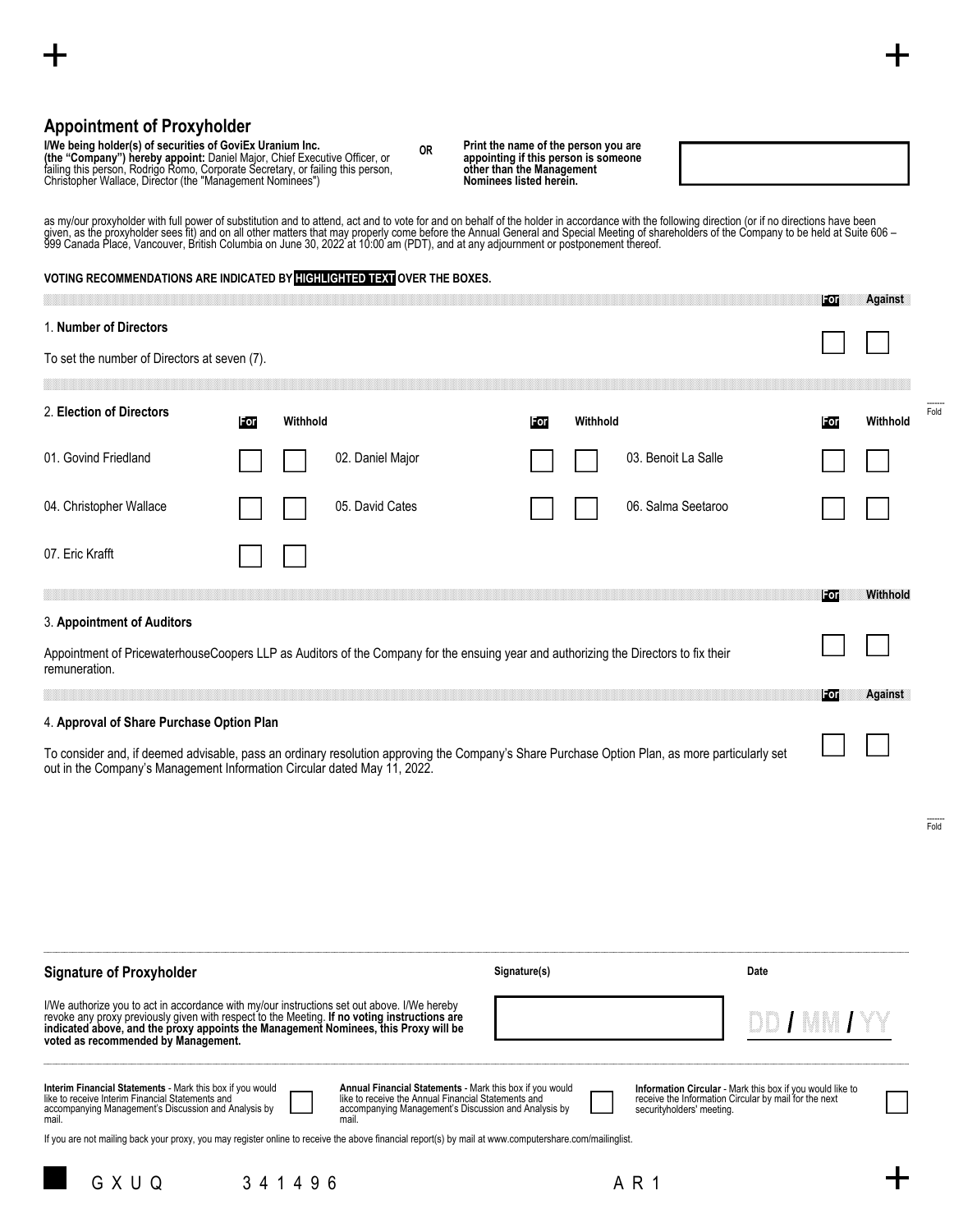## Appointment of Proxyholder

**I/We being holder(s) of securities of GoviEx Uranium Inc. (the "Company") hereby appoint:** Daniel Major, Chief Executive Officer, or failing this person, Rodrigo Romo, Corporate Secretary, or failing this person, Christopher Wallace, Director (the "Management Nominees")

**OR**

**Print the name of the person you are appointing if this person is someone other than the Management Nominees listed herein.**

as my/our proxyholder with full power of substitution and to attend, act and to vote for and on behalf of the holder in accordance with the following direction (or if no directions have been given, as the proxyholder sees fit) and on all other matters that may properly come before the Annual General and Special Meeting of shareholders of the Company to be held at Suite 606 – 999 Canada Place, Vancouver, British Columbia on June 30, 2022 at 10:00 am (PDT), and at any adjournment or postponement thereof.

**VOTING RECOMMENDATIONS ARE INDICATED BY HIGHLIGHTED TEXT OVER THE BOXES.**

| | For | Against |
|---|---|---|
| 1. **Number of Directors**<br>To set the number of Directors at seven (7). | ☐ | ☐ |

2. **Election of Directors**

| | For | Withhold | | For | Withhold | | For | Withhold |
|---|---|---|---|---|---|---|---|---|
| 01. Govind Friedland | ☐ | ☐ | 02. Daniel Major | ☐ | ☐ | 03. Benoit La Salle | ☐ | ☐ |
| 04. Christopher Wallace | ☐ | ☐ | 05. David Cates | ☐ | ☐ | 06. Salma Seetaroo | ☐ | ☐ |
| 07. Eric Krafft | ☐ | ☐ | | | | | | |

| | For | Withhold |
|---|---|---|
| 3. **Appointment of Auditors**<br>Appointment of PricewaterhouseCoopers LLP as Auditors of the Company for the ensuing year and authorizing the Directors to fix their remuneration. | ☐ | ☐ |

| | For | Against |
|---|---|---|
| 4. **Approval of Share Purchase Option Plan**<br>To consider and, if deemed advisable, pass an ordinary resolution approving the Company's Share Purchase Option Plan, as more particularly set out in the Company's Management Information Circular dated May 11, 2022. | ☐ | ☐ |

Fold

Fold

## Signature of Proxyholder

I/We authorize you to act in accordance with my/our instructions set out above. I/We hereby revoke any proxy previously given with respect to the Meeting. **If no voting instructions are indicated above, and the proxy appoints the Management Nominees, this Proxy will be voted as recommended by Management.**

**Signature(s)**

**Date**

DD / MM / YY

**Interim Financial Statements** - Mark this box if you would like to receive Interim Financial Statements and accompanying Management's Discussion and Analysis by mail. ☐

**Annual Financial Statements** - Mark this box if you would like to receive the Annual Financial Statements and accompanying Management's Discussion and Analysis by mail. ☐

**Information Circular** - Mark this box if you would like to receive the Information Circular by mail for the next securityholders' meeting. ☐

If you are not mailing back your proxy, you may register online to receive the above financial report(s) by mail at www.computershare.com/mailinglist.

G X U Q 3 4 1 4 9 6 A R 1